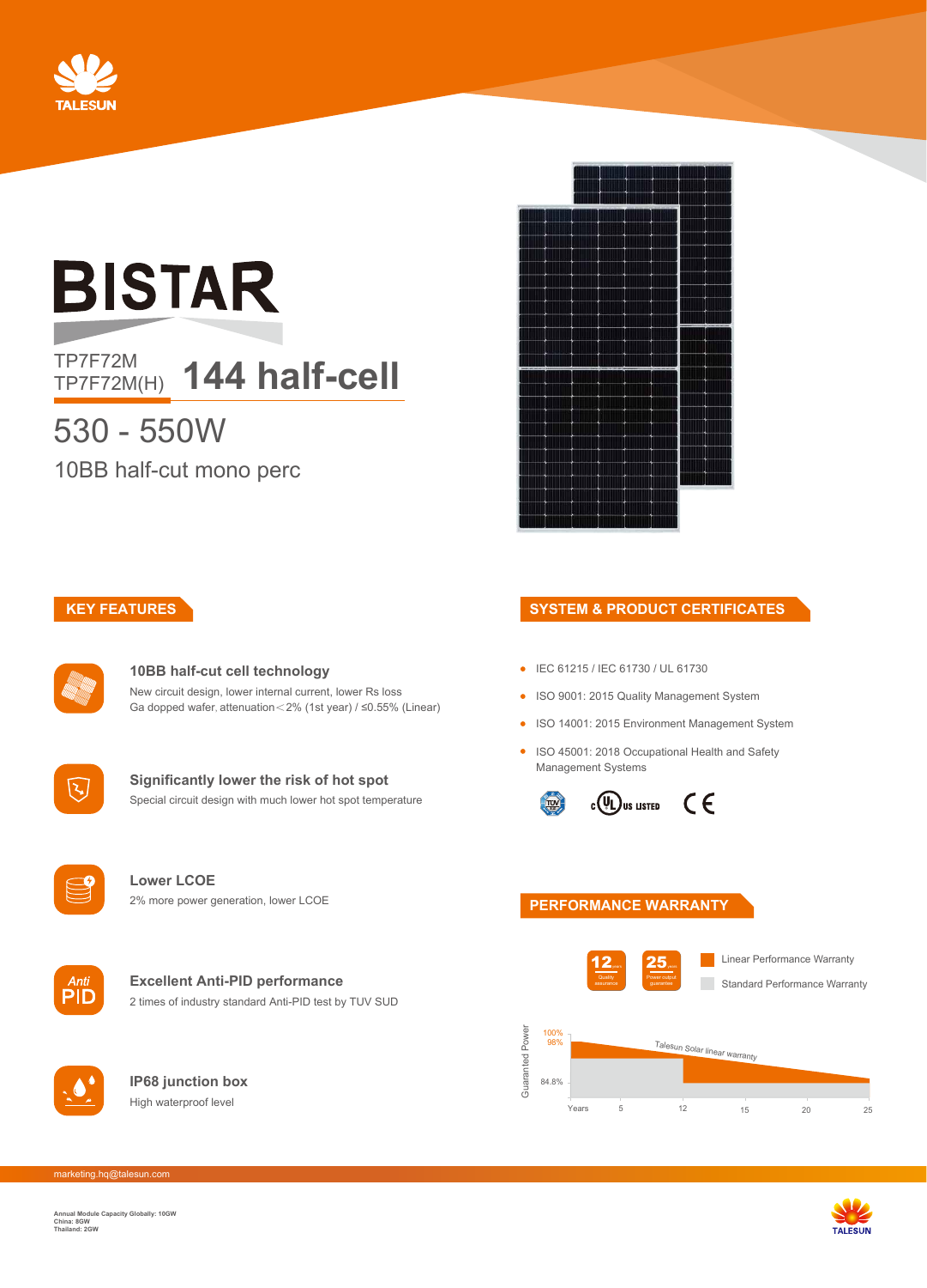TALESUN

# BISTAR

TP7F72M
TP7F72M(H)

## 144 half-cell

530 - 550W

10BB half-cut mono perc

## KEY FEATURES

### 10BB half-cut cell technology

New circuit design, lower internal current, lower Rs loss
Ga dopped wafer, attenuation＜2% (1st year) / ≤0.55% (Linear)

### Significantly lower the risk of hot spot

Special circuit design with much lower hot spot temperature

### Lower LCOE

2% more power generation, lower LCOE

### Excellent Anti-PID performance

2 times of industry standard Anti-PID test by TUV SUD

### IP68 junction box

High waterproof level

## SYSTEM & PRODUCT CERTIFICATES

- IEC 61215 / IEC 61730 / UL 61730
- ISO 9001: 2015 Quality Management System
- ISO 14001: 2015 Environment Management System
- ISO 45001: 2018 Occupational Health and Safety Management Systems

## PERFORMANCE WARRANTY

12 years Quality assurance

25 years Power output guarantee

Linear Performance Warranty

Standard Performance Warranty

Guaranted Power: 100%, 98%, 84.8%

Talesun Solar linear warranty

Years: 5, 12, 15, 20, 25

marketing.hq@talesun.com

Annual Module Capacity Globally: 10GW
China: 8GW
Thailand: 2GW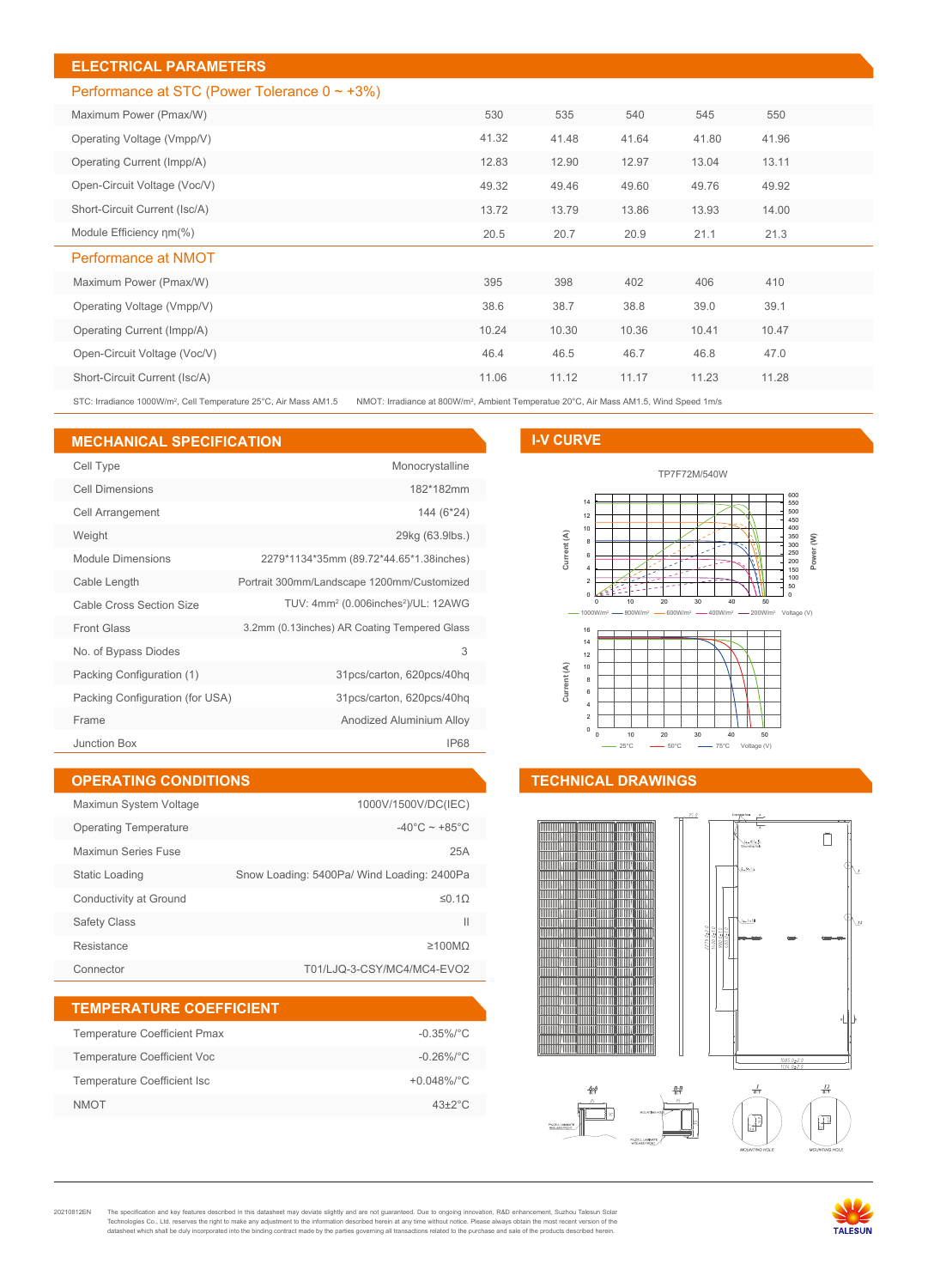## ELECTRICAL PARAMETERS

### Performance at STC (Power Tolerance 0 ~ +3%)

| | | | | | |
|---|---|---|---|---|---|
| Maximum Power (Pmax/W) | 530 | 535 | 540 | 545 | 550 |
| Operating Voltage (Vmpp/V) | 41.32 | 41.48 | 41.64 | 41.80 | 41.96 |
| Operating Current (Impp/A) | 12.83 | 12.90 | 12.97 | 13.04 | 13.11 |
| Open-Circuit Voltage (Voc/V) | 49.32 | 49.46 | 49.60 | 49.76 | 49.92 |
| Short-Circuit Current (Isc/A) | 13.72 | 13.79 | 13.86 | 13.93 | 14.00 |
| Module Efficiency ηm(%) | 20.5 | 20.7 | 20.9 | 21.1 | 21.3 |

### Performance at NMOT

| | | | | | |
|---|---|---|---|---|---|
| Maximum Power (Pmax/W) | 395 | 398 | 402 | 406 | 410 |
| Operating Voltage (Vmpp/V) | 38.6 | 38.7 | 38.8 | 39.0 | 39.1 |
| Operating Current (Impp/A) | 10.24 | 10.30 | 10.36 | 10.41 | 10.47 |
| Open-Circuit Voltage (Voc/V) | 46.4 | 46.5 | 46.7 | 46.8 | 47.0 |
| Short-Circuit Current (Isc/A) | 11.06 | 11.12 | 11.17 | 11.23 | 11.28 |

STC: Irradiance 1000W/m², Cell Temperature 25°C, Air Mass AM1.5 NMOT: Irradiance at 800W/m², Ambient Temperatue 20°C, Air Mass AM1.5, Wind Speed 1m/s

## MECHANICAL SPECIFICATION

| | |
|---|---|
| Cell Type | Monocrystalline |
| Cell Dimensions | 182*182mm |
| Cell Arrangement | 144 (6*24) |
| Weight | 29kg (63.9lbs.) |
| Module Dimensions | 2279*1134*35mm (89.72*44.65*1.38inches) |
| Cable Length | Portrait 300mm/Landscape 1200mm/Customized |
| Cable Cross Section Size | TUV: 4mm² (0.006inches²)/UL: 12AWG |
| Front Glass | 3.2mm (0.13inches) AR Coating Tempered Glass |
| No. of Bypass Diodes | 3 |
| Packing Configuration (1) | 31pcs/carton, 620pcs/40hq |
| Packing Configuration (for USA) | 31pcs/carton, 620pcs/40hq |
| Frame | Anodized Aluminium Alloy |
| Junction Box | IP68 |

## I-V CURVE

TP7F72M/540W

Current (A)
Power (W)
1000W/m² 800W/m² 600W/m² 400W/m² 200W/m² Voltage (V)

Current (A)
25°C 50°C 75°C Voltage (V)

## OPERATING CONDITIONS

| | |
|---|---|
| Maximun System Voltage | 1000V/1500V/DC(IEC) |
| Operating Temperature | -40°C ~ +85°C |
| Maximun Series Fuse | 25A |
| Static Loading | Snow Loading: 5400Pa/ Wind Loading: 2400Pa |
| Conductivity at Ground | ≤0.1Ω |
| Safety Class | II |
| Resistance | ≥100MΩ |
| Connector | T01/LJQ-3-CSY/MC4/MC4-EVO2 |

## TECHNICAL DRAWINGS

## TEMPERATURE COEFFICIENT

| | |
|---|---|
| Temperature Coefficient Pmax | -0.35%/°C |
| Temperature Coefficient Voc | -0.26%/°C |
| Temperature Coefficient Isc | +0.048%/°C |
| NMOT | 43±2°C |

20210812EN The specification and key features described in this datasheet may deviate slightly and are not guaranteed. Due to ongoing innovation, R&D enhancement, Suzhou Talesun Solar Technologies Co., Ltd. reserves the right to make any adjustment to the information described herein at any time without notice. Please always obtain the most recent version of the datasheet which shall be duly incorporated into the binding contract made by the parties governing all transactions related to the purchase and sale of the products described herein.

TALESUN